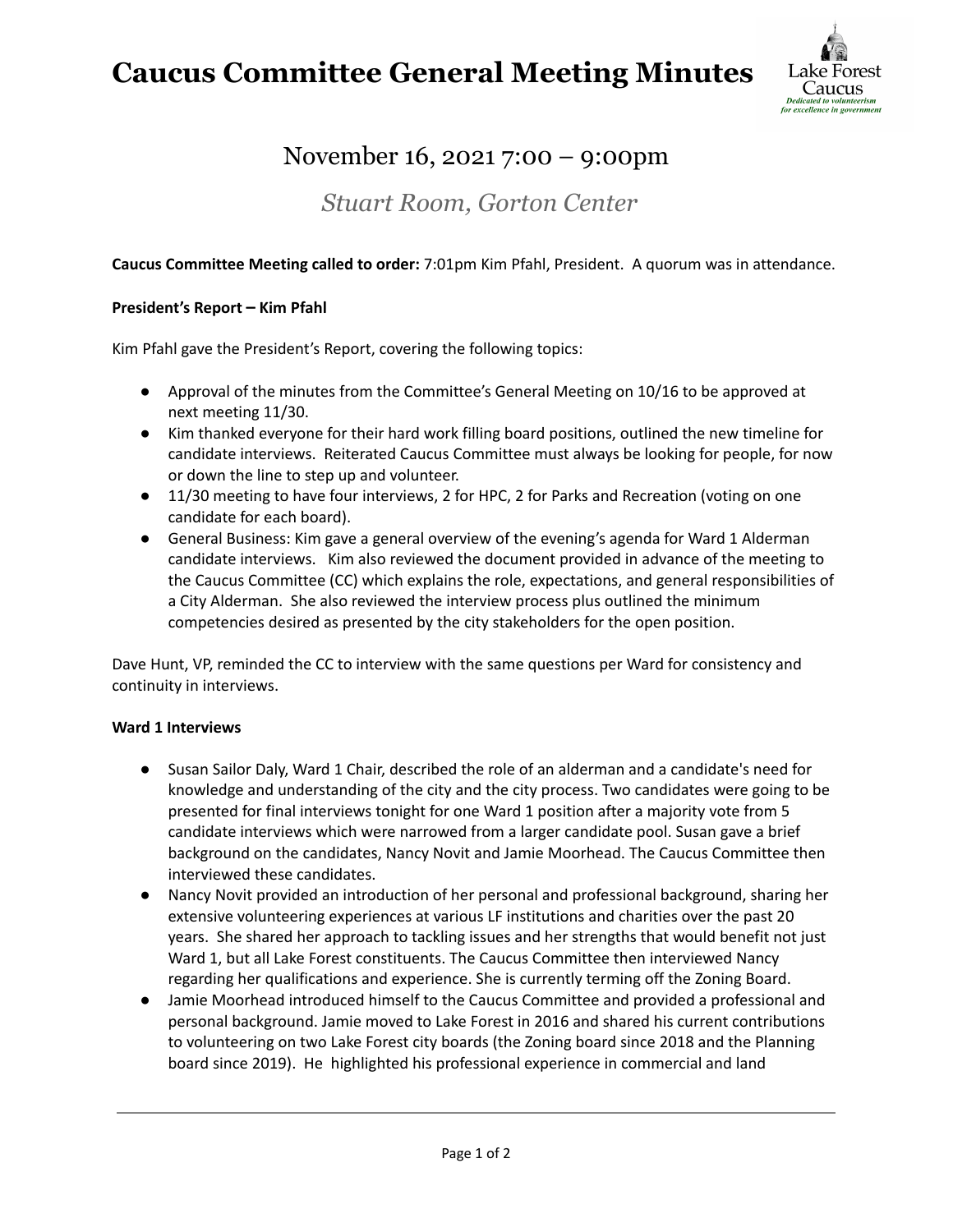# Caucus Committee General Meeting Minutes

Lake Forest Caucus
*Dedicated to volunteerism for excellence in government*

## November 16, 2021 7:00 – 9:00pm

### *Stuart Room, Gorton Center*

**Caucus Committee Meeting called to order:** 7:01pm Kim Pfahl, President. A quorum was in attendance.

**President's Report – Kim Pfahl**

Kim Pfahl gave the President's Report, covering the following topics:

- Approval of the minutes from the Committee's General Meeting on 10/16 to be approved at next meeting 11/30.
- Kim thanked everyone for their hard work filling board positions, outlined the new timeline for candidate interviews. Reiterated Caucus Committee must always be looking for people, for now or down the line to step up and volunteer.
- 11/30 meeting to have four interviews, 2 for HPC, 2 for Parks and Recreation (voting on one candidate for each board).
- General Business: Kim gave a general overview of the evening's agenda for Ward 1 Alderman candidate interviews. Kim also reviewed the document provided in advance of the meeting to the Caucus Committee (CC) which explains the role, expectations, and general responsibilities of a City Alderman. She also reviewed the interview process plus outlined the minimum competencies desired as presented by the city stakeholders for the open position.

Dave Hunt, VP, reminded the CC to interview with the same questions per Ward for consistency and continuity in interviews.

**Ward 1 Interviews**

- Susan Sailor Daly, Ward 1 Chair, described the role of an alderman and a candidate's need for knowledge and understanding of the city and the city process. Two candidates were going to be presented for final interviews tonight for one Ward 1 position after a majority vote from 5 candidate interviews which were narrowed from a larger candidate pool. Susan gave a brief background on the candidates, Nancy Novit and Jamie Moorhead. The Caucus Committee then interviewed these candidates.
- Nancy Novit provided an introduction of her personal and professional background, sharing her extensive volunteering experiences at various LF institutions and charities over the past 20 years. She shared her approach to tackling issues and her strengths that would benefit not just Ward 1, but all Lake Forest constituents. The Caucus Committee then interviewed Nancy regarding her qualifications and experience. She is currently terming off the Zoning Board.
- Jamie Moorhead introduced himself to the Caucus Committee and provided a professional and personal background. Jamie moved to Lake Forest in 2016 and shared his current contributions to volunteering on two Lake Forest city boards (the Zoning board since 2018 and the Planning board since 2019). He highlighted his professional experience in commercial and land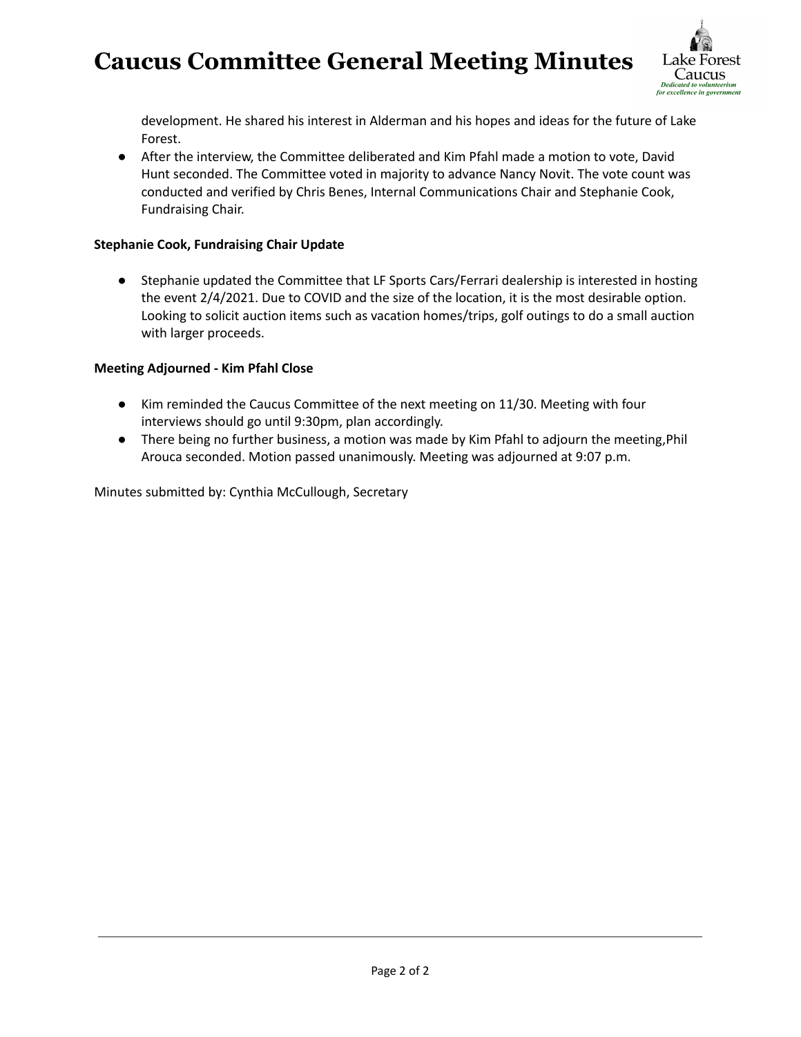development. He shared his interest in Alderman and his hopes and ideas for the future of Lake Forest.

- After the interview, the Committee deliberated and Kim Pfahl made a motion to vote, David Hunt seconded. The Committee voted in majority to advance Nancy Novit. The vote count was conducted and verified by Chris Benes, Internal Communications Chair and Stephanie Cook, Fundraising Chair.

**Stephanie Cook, Fundraising Chair Update**

- Stephanie updated the Committee that LF Sports Cars/Ferrari dealership is interested in hosting the event 2/4/2021. Due to COVID and the size of the location, it is the most desirable option. Looking to solicit auction items such as vacation homes/trips, golf outings to do a small auction with larger proceeds.

**Meeting Adjourned - Kim Pfahl Close**

- Kim reminded the Caucus Committee of the next meeting on 11/30. Meeting with four interviews should go until 9:30pm, plan accordingly.
- There being no further business, a motion was made by Kim Pfahl to adjourn the meeting,Phil Arouca seconded. Motion passed unanimously. Meeting was adjourned at 9:07 p.m.

Minutes submitted by: Cynthia McCullough, Secretary